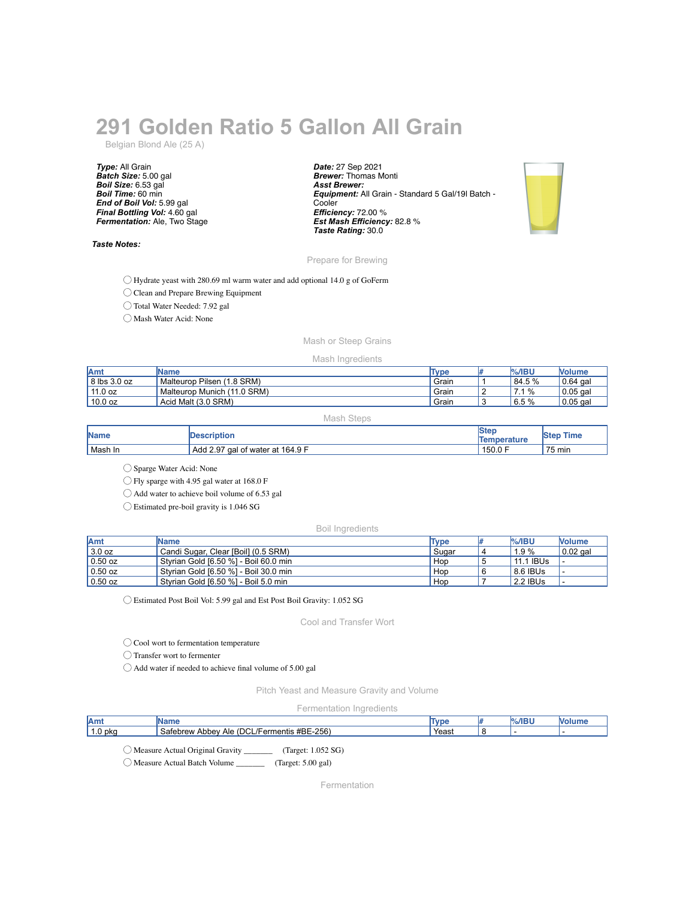# 291 Golden Ratio 5 Gallon All Grain

Belgian Blond Ale (25 A)

***Type:*** All Grain
***Batch Size:*** 5.00 gal
***Boil Size:*** 6.53 gal
***Boil Time:*** 60 min
***End of Boil Vol:*** 5.99 gal
***Final Bottling Vol:*** 4.60 gal
***Fermentation:*** Ale, Two Stage

***Date:*** 27 Sep 2021
***Brewer:*** Thomas Monti
***Asst Brewer:***
***Equipment:*** All Grain - Standard 5 Gal/19l Batch - Cooler
***Efficiency:*** 72.00 %
***Est Mash Efficiency:*** 82.8 %
***Taste Rating:*** 30.0

***Taste Notes:***

## Prepare for Brewing

- ◯ Hydrate yeast with 280.69 ml warm water and add optional 14.0 g of GoFerm
- ◯ Clean and Prepare Brewing Equipment
- ◯ Total Water Needed: 7.92 gal
- ◯ Mash Water Acid: None

## Mash or Steep Grains

### Mash Ingredients

| Amt | Name | Type | # | %/IBU | Volume |
|---|---|---|---|---|---|
| 8 lbs 3.0 oz | Malteurop Pilsen (1.8 SRM) | Grain | 1 | 84.5 % | 0.64 gal |
| 11.0 oz | Malteurop Munich (11.0 SRM) | Grain | 2 | 7.1 % | 0.05 gal |
| 10.0 oz | Acid Malt (3.0 SRM) | Grain | 3 | 6.5 % | 0.05 gal |

### Mash Steps

| Name | Description | Step Temperature | Step Time |
|---|---|---|---|
| Mash In | Add 2.97 gal of water at 164.9 F | 150.0 F | 75 min |

- ◯ Sparge Water Acid: None
- ◯ Fly sparge with 4.95 gal water at 168.0 F
- ◯ Add water to achieve boil volume of 6.53 gal
- ◯ Estimated pre-boil gravity is 1.046 SG

### Boil Ingredients

| Amt | Name | Type | # | %/IBU | Volume |
|---|---|---|---|---|---|
| 3.0 oz | Candi Sugar, Clear [Boil] (0.5 SRM) | Sugar | 4 | 1.9 % | 0.02 gal |
| 0.50 oz | Styrian Gold [6.50 %] - Boil 60.0 min | Hop | 5 | 11.1 IBUs | - |
| 0.50 oz | Styrian Gold [6.50 %] - Boil 30.0 min | Hop | 6 | 8.6 IBUs | - |
| 0.50 oz | Styrian Gold [6.50 %] - Boil 5.0 min | Hop | 7 | 2.2 IBUs | - |

- ◯ Estimated Post Boil Vol: 5.99 gal and Est Post Boil Gravity: 1.052 SG

## Cool and Transfer Wort

- ◯ Cool wort to fermentation temperature
- ◯ Transfer wort to fermenter
- ◯ Add water if needed to achieve final volume of 5.00 gal

## Pitch Yeast and Measure Gravity and Volume

### Fermentation Ingredients

| Amt | Name | Type | # | %/IBU | Volume |
|---|---|---|---|---|---|
| 1.0 pkg | Safebrew Abbey Ale (DCL/Fermentis #BE-256) | Yeast | 8 | - | - |

- ◯ Measure Actual Original Gravity _______ (Target: 1.052 SG)
- ◯ Measure Actual Batch Volume _______ (Target: 5.00 gal)

## Fermentation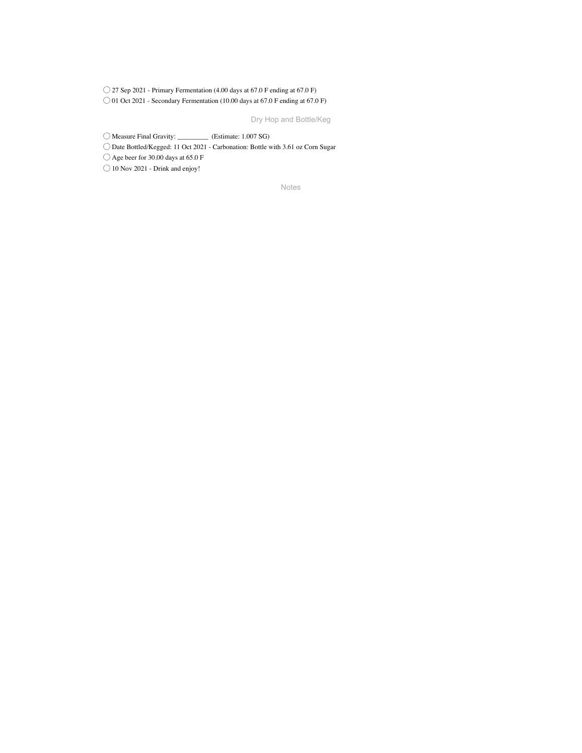◯ 27 Sep 2021 - Primary Fermentation (4.00 days at 67.0 F ending at 67.0 F)
◯ 01 Oct 2021 - Secondary Fermentation (10.00 days at 67.0 F ending at 67.0 F)

### Dry Hop and Bottle/Keg

◯ Measure Final Gravity: _________ (Estimate: 1.007 SG)
◯ Date Bottled/Kegged: 11 Oct 2021 - Carbonation: Bottle with 3.61 oz Corn Sugar
◯ Age beer for 30.00 days at 65.0 F
◯ 10 Nov 2021 - Drink and enjoy!

### Notes